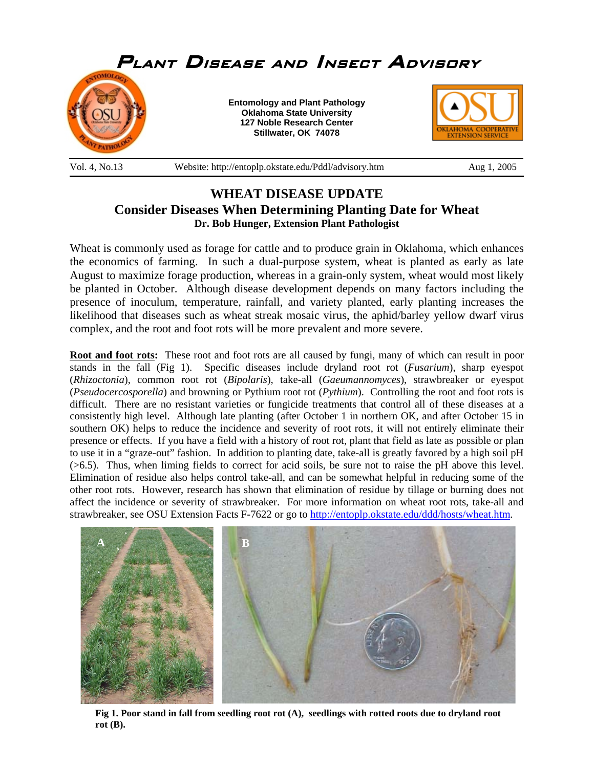# PLANT DISEASE AND INSECT ADVISORY

**Entomology and Plant Pathology**
**Oklahoma State University**
**127 Noble Research Center**
**Stillwater, OK 74078**

Vol. 4, No.13 Website: http://entoplp.okstate.edu/Pddl/advisory.htm Aug 1, 2005

## WHEAT DISEASE UPDATE

### Consider Diseases When Determining Planting Date for Wheat

**Dr. Bob Hunger, Extension Plant Pathologist**

Wheat is commonly used as forage for cattle and to produce grain in Oklahoma, which enhances the economics of farming. In such a dual-purpose system, wheat is planted as early as late August to maximize forage production, whereas in a grain-only system, wheat would most likely be planted in October. Although disease development depends on many factors including the presence of inoculum, temperature, rainfall, and variety planted, early planting increases the likelihood that diseases such as wheat streak mosaic virus, the aphid/barley yellow dwarf virus complex, and the root and foot rots will be more prevalent and more severe.

**Root and foot rots:** These root and foot rots are all caused by fungi, many of which can result in poor stands in the fall (Fig 1). Specific diseases include dryland root rot (*Fusarium*), sharp eyespot (*Rhizoctonia*), common root rot (*Bipolaris*), take-all (*Gaeumannomyces*), strawbreaker or eyespot (*Pseudocercosporella*) and browning or Pythium root rot (*Pythium*). Controlling the root and foot rots is difficult. There are no resistant varieties or fungicide treatments that control all of these diseases at a consistently high level. Although late planting (after October 1 in northern OK, and after October 15 in southern OK) helps to reduce the incidence and severity of root rots, it will not entirely eliminate their presence or effects. If you have a field with a history of root rot, plant that field as late as possible or plan to use it in a "graze-out" fashion. In addition to planting date, take-all is greatly favored by a high soil pH (>6.5). Thus, when liming fields to correct for acid soils, be sure not to raise the pH above this level. Elimination of residue also helps control take-all, and can be somewhat helpful in reducing some of the other root rots. However, research has shown that elimination of residue by tillage or burning does not affect the incidence or severity of strawbreaker. For more information on wheat root rots, take-all and strawbreaker, see OSU Extension Facts F-7622 or go to http://entoplp.okstate.edu/ddd/hosts/wheat.htm.

**Fig 1. Poor stand in fall from seedling root rot (A), seedlings with rotted roots due to dryland root rot (B).**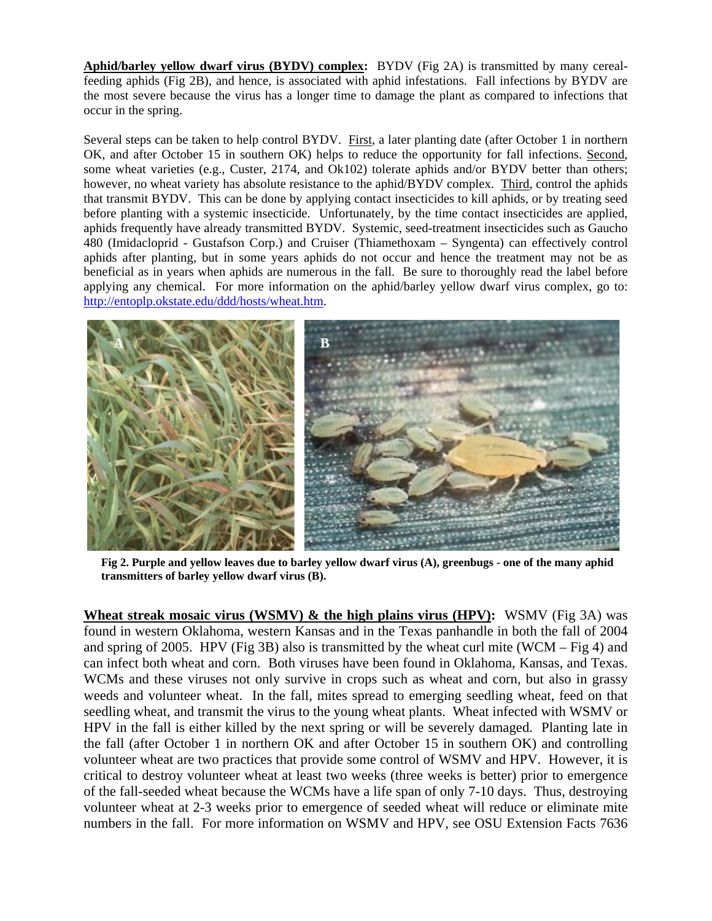**Aphid/barley yellow dwarf virus (BYDV) complex:** BYDV (Fig 2A) is transmitted by many cereal-feeding aphids (Fig 2B), and hence, is associated with aphid infestations. Fall infections by BYDV are the most severe because the virus has a longer time to damage the plant as compared to infections that occur in the spring.

Several steps can be taken to help control BYDV. First, a later planting date (after October 1 in northern OK, and after October 15 in southern OK) helps to reduce the opportunity for fall infections. Second, some wheat varieties (e.g., Custer, 2174, and Ok102) tolerate aphids and/or BYDV better than others; however, no wheat variety has absolute resistance to the aphid/BYDV complex. Third, control the aphids that transmit BYDV. This can be done by applying contact insecticides to kill aphids, or by treating seed before planting with a systemic insecticide. Unfortunately, by the time contact insecticides are applied, aphids frequently have already transmitted BYDV. Systemic, seed-treatment insecticides such as Gaucho 480 (Imidacloprid - Gustafson Corp.) and Cruiser (Thiamethoxam – Syngenta) can effectively control aphids after planting, but in some years aphids do not occur and hence the treatment may not be as beneficial as in years when aphids are numerous in the fall. Be sure to thoroughly read the label before applying any chemical. For more information on the aphid/barley yellow dwarf virus complex, go to: http://entoplp.okstate.edu/ddd/hosts/wheat.htm.

**Fig 2. Purple and yellow leaves due to barley yellow dwarf virus (A), greenbugs - one of the many aphid transmitters of barley yellow dwarf virus (B).**

**Wheat streak mosaic virus (WSMV) & the high plains virus (HPV):** WSMV (Fig 3A) was found in western Oklahoma, western Kansas and in the Texas panhandle in both the fall of 2004 and spring of 2005. HPV (Fig 3B) also is transmitted by the wheat curl mite (WCM – Fig 4) and can infect both wheat and corn. Both viruses have been found in Oklahoma, Kansas, and Texas. WCMs and these viruses not only survive in crops such as wheat and corn, but also in grassy weeds and volunteer wheat. In the fall, mites spread to emerging seedling wheat, feed on that seedling wheat, and transmit the virus to the young wheat plants. Wheat infected with WSMV or HPV in the fall is either killed by the next spring or will be severely damaged. Planting late in the fall (after October 1 in northern OK and after October 15 in southern OK) and controlling volunteer wheat are two practices that provide some control of WSMV and HPV. However, it is critical to destroy volunteer wheat at least two weeks (three weeks is better) prior to emergence of the fall-seeded wheat because the WCMs have a life span of only 7-10 days. Thus, destroying volunteer wheat at 2-3 weeks prior to emergence of seeded wheat will reduce or eliminate mite numbers in the fall. For more information on WSMV and HPV, see OSU Extension Facts 7636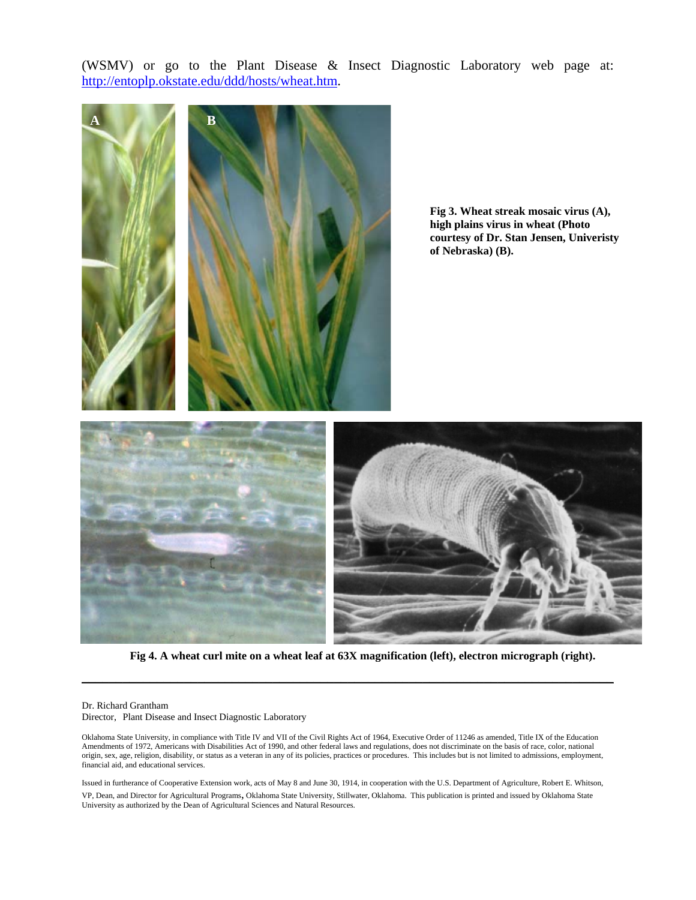(WSMV) or go to the Plant Disease & Insect Diagnostic Laboratory web page at: http://entoplp.okstate.edu/ddd/hosts/wheat.htm.

**Fig 3. Wheat streak mosaic virus (A), high plains virus in wheat (Photo courtesy of Dr. Stan Jensen, Univeristy of Nebraska) (B).**

**Fig 4. A wheat curl mite on a wheat leaf at 63X magnification (left), electron micrograph (right).**

---

Dr. Richard Grantham
Director, Plant Disease and Insect Diagnostic Laboratory

Oklahoma State University, in compliance with Title IV and VII of the Civil Rights Act of 1964, Executive Order of 11246 as amended, Title IX of the Education Amendments of 1972, Americans with Disabilities Act of 1990, and other federal laws and regulations, does not discriminate on the basis of race, color, national origin, sex, age, religion, disability, or status as a veteran in any of its policies, practices or procedures. This includes but is not limited to admissions, employment, financial aid, and educational services.

Issued in furtherance of Cooperative Extension work, acts of May 8 and June 30, 1914, in cooperation with the U.S. Department of Agriculture, Robert E. Whitson, VP, Dean, and Director for Agricultural Programs, Oklahoma State University, Stillwater, Oklahoma. This publication is printed and issued by Oklahoma State University as authorized by the Dean of Agricultural Sciences and Natural Resources.